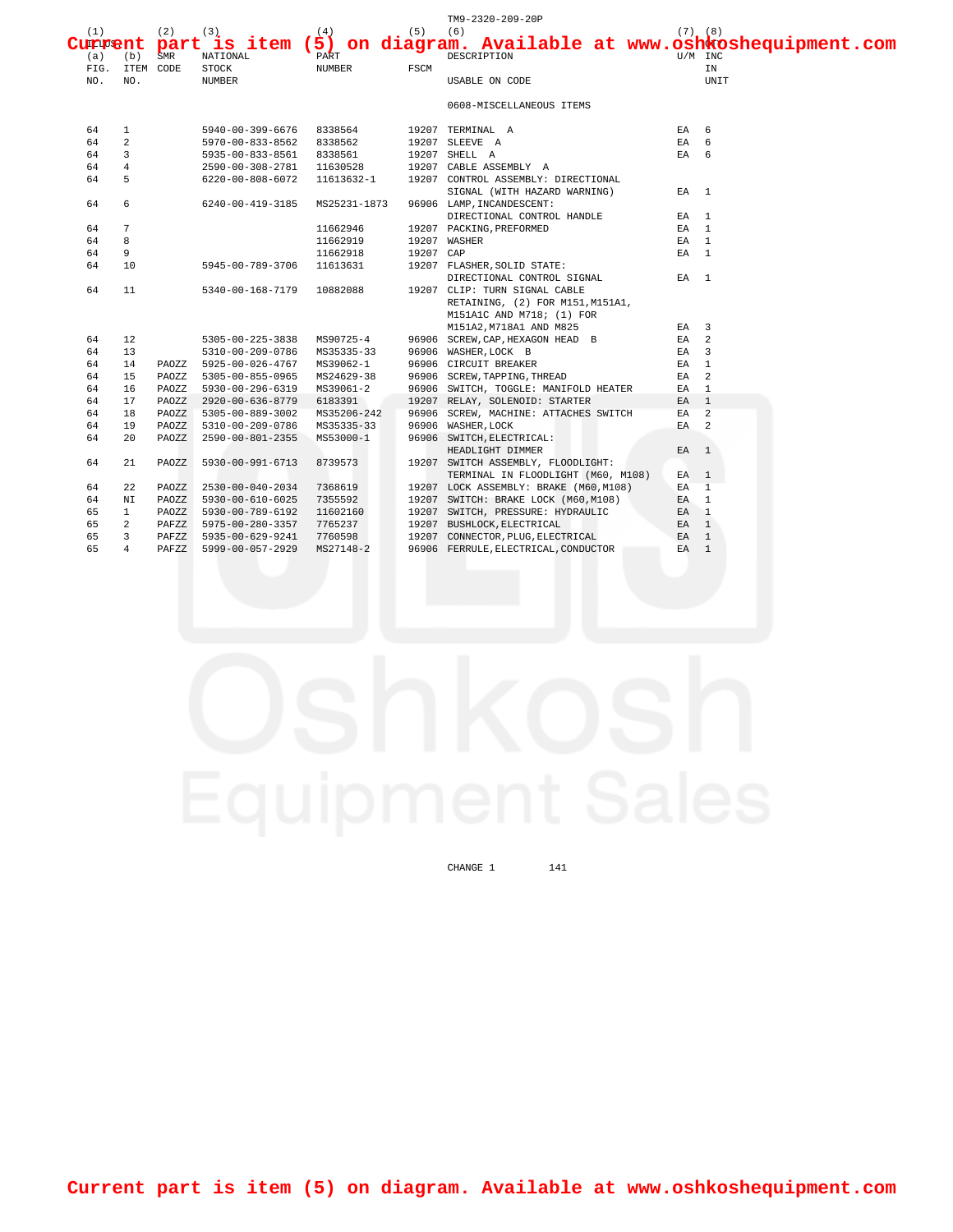Current part is item (5) on diagram. Available at www.oshkoshequipment.com

| (1) ILLUS (a) FIG. NO. | (b) ITEM NO. | (2) SMR CODE | (3) NATIONAL STOCK NUMBER | (4) PART NUMBER | (5) FSCM | (6) DESCRIPTION USABLE ON CODE | (7) U/M | (8) QTY INC IN UNIT |
|---|---|---|---|---|---|---|---|---|
| | | | | | | 0608-MISCELLANEOUS ITEMS | | |
| 64 | 1 | | 5940-00-399-6676 | 8338564 | 19207 | TERMINAL A | EA | 6 |
| 64 | 2 | | 5970-00-833-8562 | 8338562 | 19207 | SLEEVE A | EA | 6 |
| 64 | 3 | | 5935-00-833-8561 | 8338561 | 19207 | SHELL A | EA | 6 |
| 64 | 4 | | 2590-00-308-2781 | 11630528 | 19207 | CABLE ASSEMBLY A | | |
| 64 | 5 | | 6220-00-808-6072 | 11613632-1 | 19207 | CONTROL ASSEMBLY: DIRECTIONAL SIGNAL (WITH HAZARD WARNING) | EA | 1 |
| 64 | 6 | | 6240-00-419-3185 | MS25231-1873 | 96906 | LAMP, INCANDESCENT: DIRECTIONAL CONTROL HANDLE | EA | 1 |
| 64 | 7 | | | 11662946 | 19207 | PACKING, PREFORMED | EA | 1 |
| 64 | 8 | | | 11662919 | 19207 | WASHER | EA | 1 |
| 64 | 9 | | | 11662918 | 19207 | CAP | EA | 1 |
| 64 | 10 | | 5945-00-789-3706 | 11613631 | 19207 | FLASHER, SOLID STATE: DIRECTIONAL CONTROL SIGNAL | EA | 1 |
| 64 | 11 | | 5340-00-168-7179 | 10882088 | 19207 | CLIP: TURN SIGNAL CABLE RETAINING, (2) FOR M151, M151A1, M151A1C AND M718; (1) FOR M151A2, M718A1 AND M825 | EA | 3 |
| 64 | 12 | | 5305-00-225-3838 | MS90725-4 | 96906 | SCREW, CAP, HEXAGON HEAD B | EA | 2 |
| 64 | 13 | | 5310-00-209-0786 | MS35335-33 | 96906 | WASHER, LOCK B | EA | 3 |
| 64 | 14 | PAOZZ | 5925-00-026-4767 | MS39062-1 | 96906 | CIRCUIT BREAKER | EA | 1 |
| 64 | 15 | PAOZZ | 5305-00-855-0965 | MS24629-38 | 96906 | SCREW, TAPPING, THREAD | EA | 2 |
| 64 | 16 | PAOZZ | 5930-00-296-6319 | MS39061-2 | 96906 | SWITCH, TOGGLE: MANIFOLD HEATER | EA | 1 |
| 64 | 17 | PAOZZ | 2920-00-636-8779 | 6183391 | 19207 | RELAY, SOLENOID: STARTER | EA | 1 |
| 64 | 18 | PAOZZ | 5305-00-889-3002 | MS35206-242 | 96906 | SCREW, MACHINE: ATTACHES SWITCH | EA | 2 |
| 64 | 19 | PAOZZ | 5310-00-209-0786 | MS35335-33 | 96906 | WASHER, LOCK | EA | 2 |
| 64 | 20 | PAOZZ | 2590-00-801-2355 | MS53000-1 | 96906 | SWITCH, ELECTRICAL: HEADLIGHT DIMMER | EA | 1 |
| 64 | 21 | PAOZZ | 5930-00-991-6713 | 8739573 | 19207 | SWITCH ASSEMBLY, FLOODLIGHT: TERMINAL IN FLOODLIGHT (M60, M108) | EA | 1 |
| 64 | 22 | PAOZZ | 2530-00-040-2034 | 7368619 | 19207 | LOCK ASSEMBLY: BRAKE (M60, M108) | EA | 1 |
| 64 | NI | PAOZZ | 5930-00-610-6025 | 7355592 | 19207 | SWITCH: BRAKE LOCK (M60, M108) | EA | 1 |
| 65 | 1 | PAOZZ | 5930-00-789-6192 | 11602160 | 19207 | SWITCH, PRESSURE: HYDRAULIC | EA | 1 |
| 65 | 2 | PAFZZ | 5975-00-280-3357 | 7765237 | 19207 | BUSHLOCK, ELECTRICAL | EA | 1 |
| 65 | 3 | PAFZZ | 5935-00-629-9241 | 7760598 | 19207 | CONNECTOR, PLUG, ELECTRICAL | EA | 1 |
| 65 | 4 | PAFZZ | 5999-00-057-2929 | MS27148-2 | 96906 | FERRULE, ELECTRICAL, CONDUCTOR | EA | 1 |

CHANGE 1

Current part is item (5) on diagram. Available at www.oshkoshequipment.com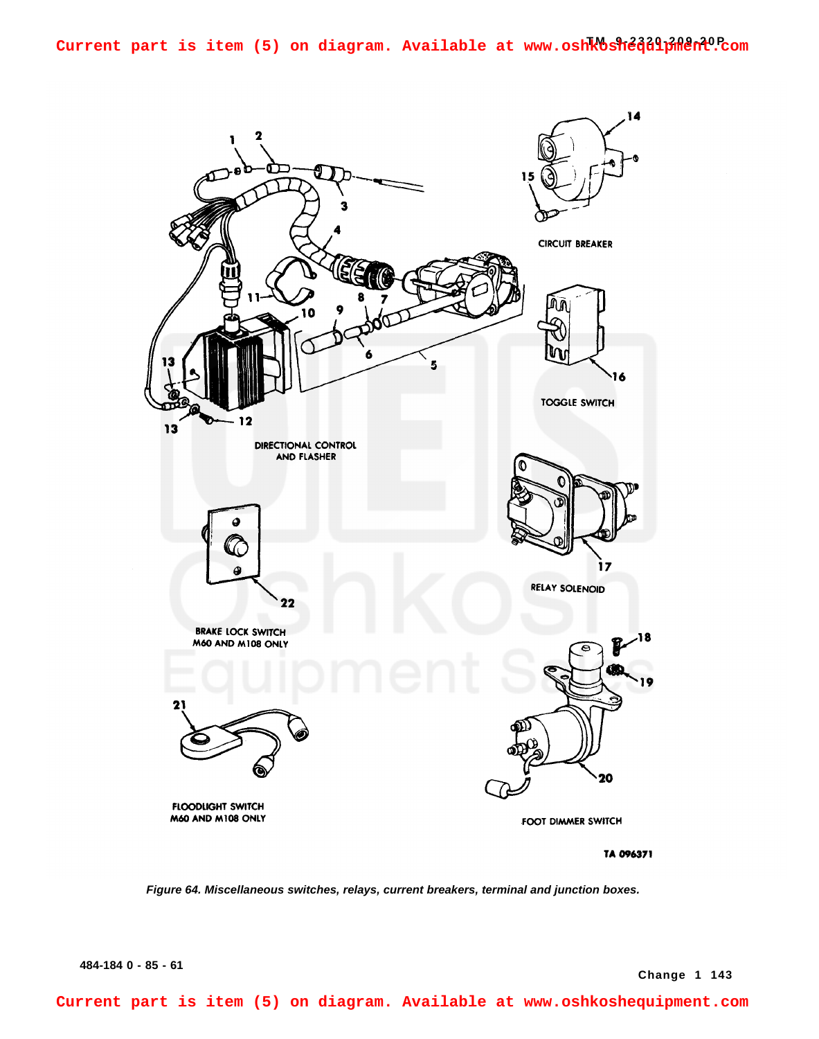CIRCUIT BREAKER

TOGGLE SWITCH

DIRECTIONAL CONTROL AND FLASHER

RELAY SOLENOID

BRAKE LOCK SWITCH M60 AND M108 ONLY

FLOODLIGHT SWITCH M60 AND M108 ONLY

FOOT DIMMER SWITCH

TA 096371

*Figure 64. Miscellaneous switches, relays, current breakers, terminal and junction boxes.*